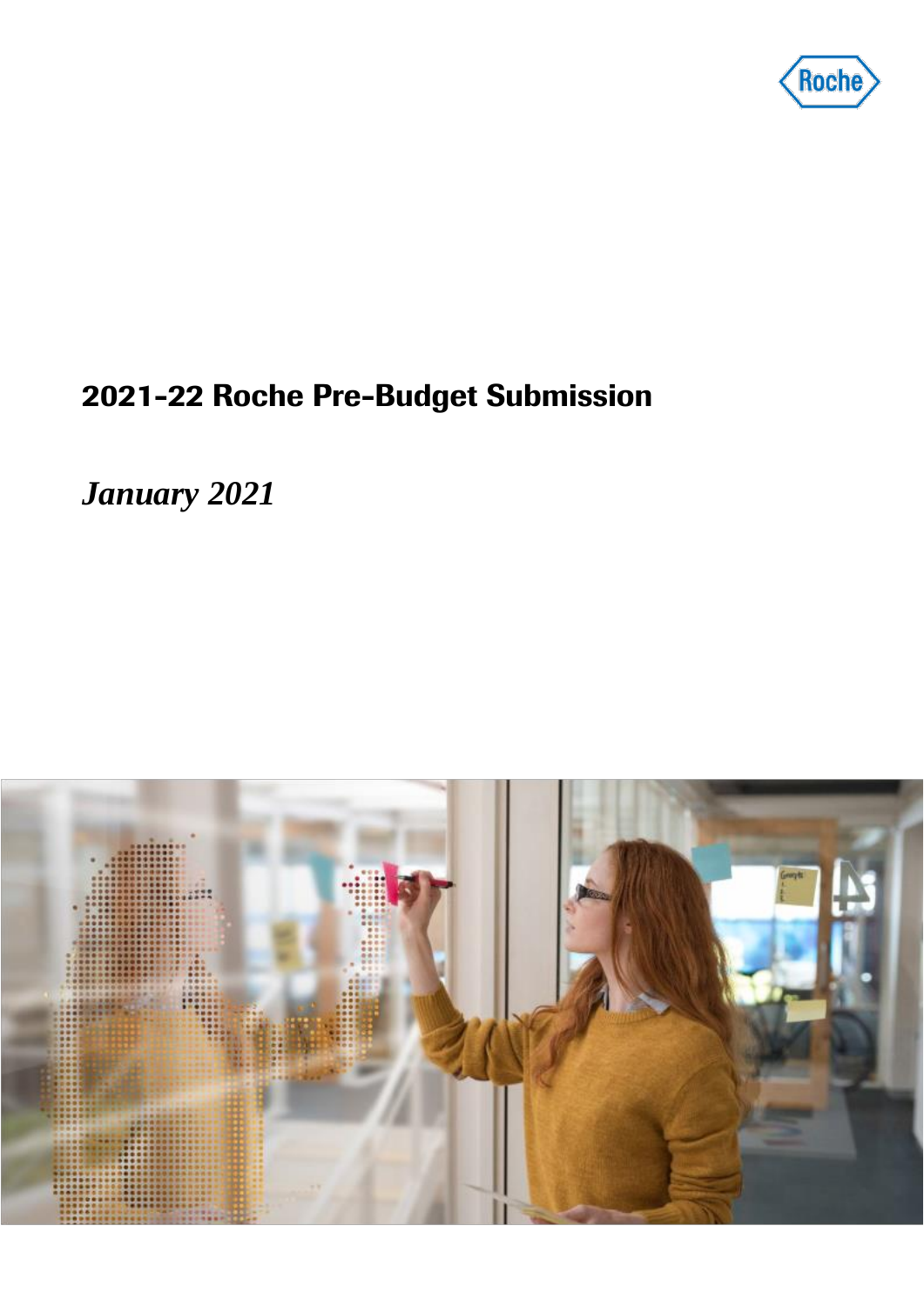# 2021-22 Roche Pre-Budget Submission

*January 2021*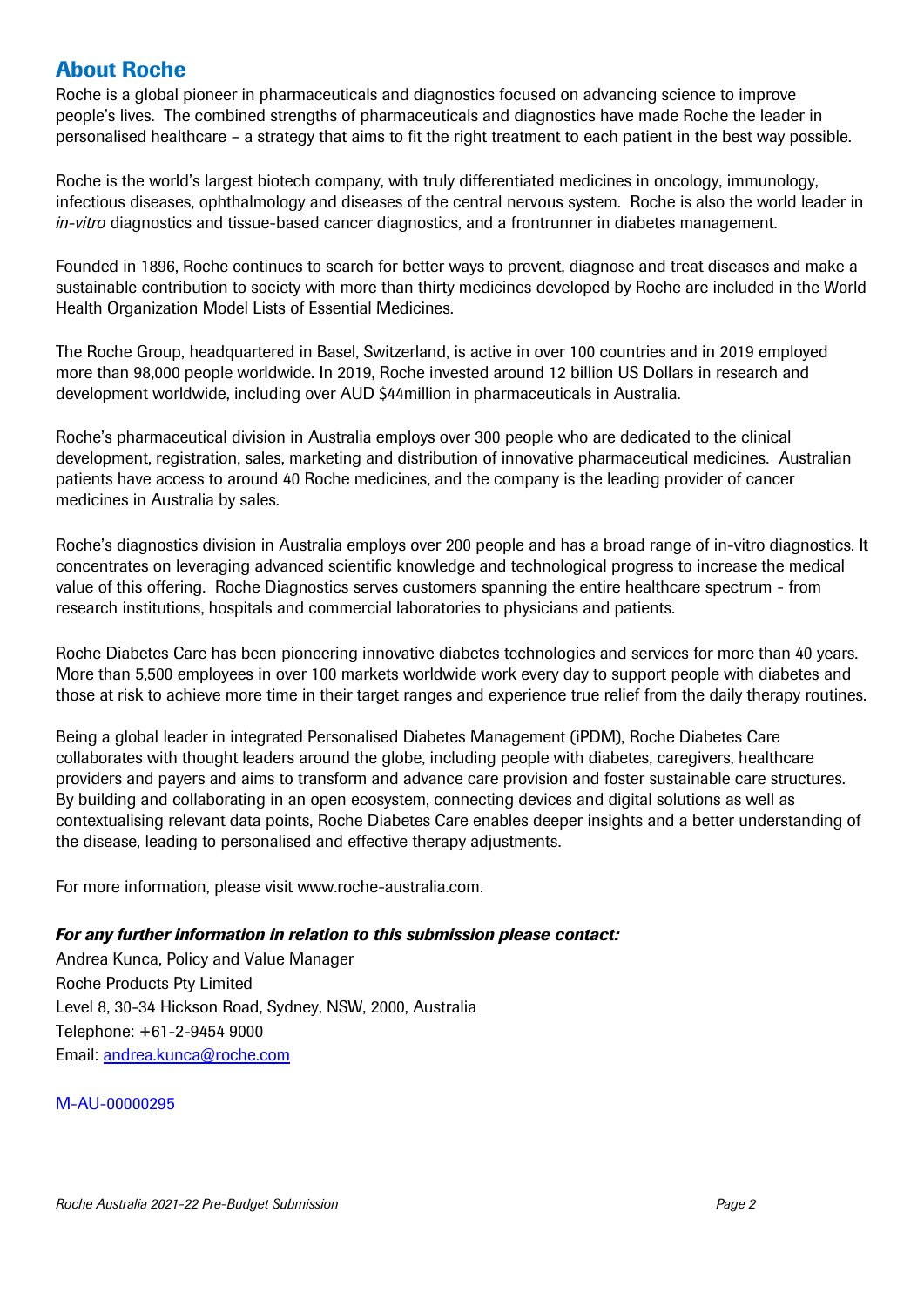## About Roche

Roche is a global pioneer in pharmaceuticals and diagnostics focused on advancing science to improve people's lives. The combined strengths of pharmaceuticals and diagnostics have made Roche the leader in personalised healthcare – a strategy that aims to fit the right treatment to each patient in the best way possible.

Roche is the world's largest biotech company, with truly differentiated medicines in oncology, immunology, infectious diseases, ophthalmology and diseases of the central nervous system. Roche is also the world leader in *in-vitro* diagnostics and tissue-based cancer diagnostics, and a frontrunner in diabetes management.

Founded in 1896, Roche continues to search for better ways to prevent, diagnose and treat diseases and make a sustainable contribution to society with more than thirty medicines developed by Roche are included in the World Health Organization Model Lists of Essential Medicines.

The Roche Group, headquartered in Basel, Switzerland, is active in over 100 countries and in 2019 employed more than 98,000 people worldwide. In 2019, Roche invested around 12 billion US Dollars in research and development worldwide, including over AUD $44million in pharmaceuticals in Australia.

Roche's pharmaceutical division in Australia employs over 300 people who are dedicated to the clinical development, registration, sales, marketing and distribution of innovative pharmaceutical medicines. Australian patients have access to around 40 Roche medicines, and the company is the leading provider of cancer medicines in Australia by sales.

Roche's diagnostics division in Australia employs over 200 people and has a broad range of in-vitro diagnostics. It concentrates on leveraging advanced scientific knowledge and technological progress to increase the medical value of this offering. Roche Diagnostics serves customers spanning the entire healthcare spectrum - from research institutions, hospitals and commercial laboratories to physicians and patients.

Roche Diabetes Care has been pioneering innovative diabetes technologies and services for more than 40 years. More than 5,500 employees in over 100 markets worldwide work every day to support people with diabetes and those at risk to achieve more time in their target ranges and experience true relief from the daily therapy routines.

Being a global leader in integrated Personalised Diabetes Management (iPDM), Roche Diabetes Care collaborates with thought leaders around the globe, including people with diabetes, caregivers, healthcare providers and payers and aims to transform and advance care provision and foster sustainable care structures. By building and collaborating in an open ecosystem, connecting devices and digital solutions as well as contextualising relevant data points, Roche Diabetes Care enables deeper insights and a better understanding of the disease, leading to personalised and effective therapy adjustments.

For more information, please visit www.roche-australia.com.

***For any further information in relation to this submission please contact:***

Andrea Kunca, Policy and Value Manager
Roche Products Pty Limited
Level 8, 30-34 Hickson Road, Sydney, NSW, 2000, Australia
Telephone: +61-2-9454 9000
Email: andrea.kunca@roche.com

M-AU-00000295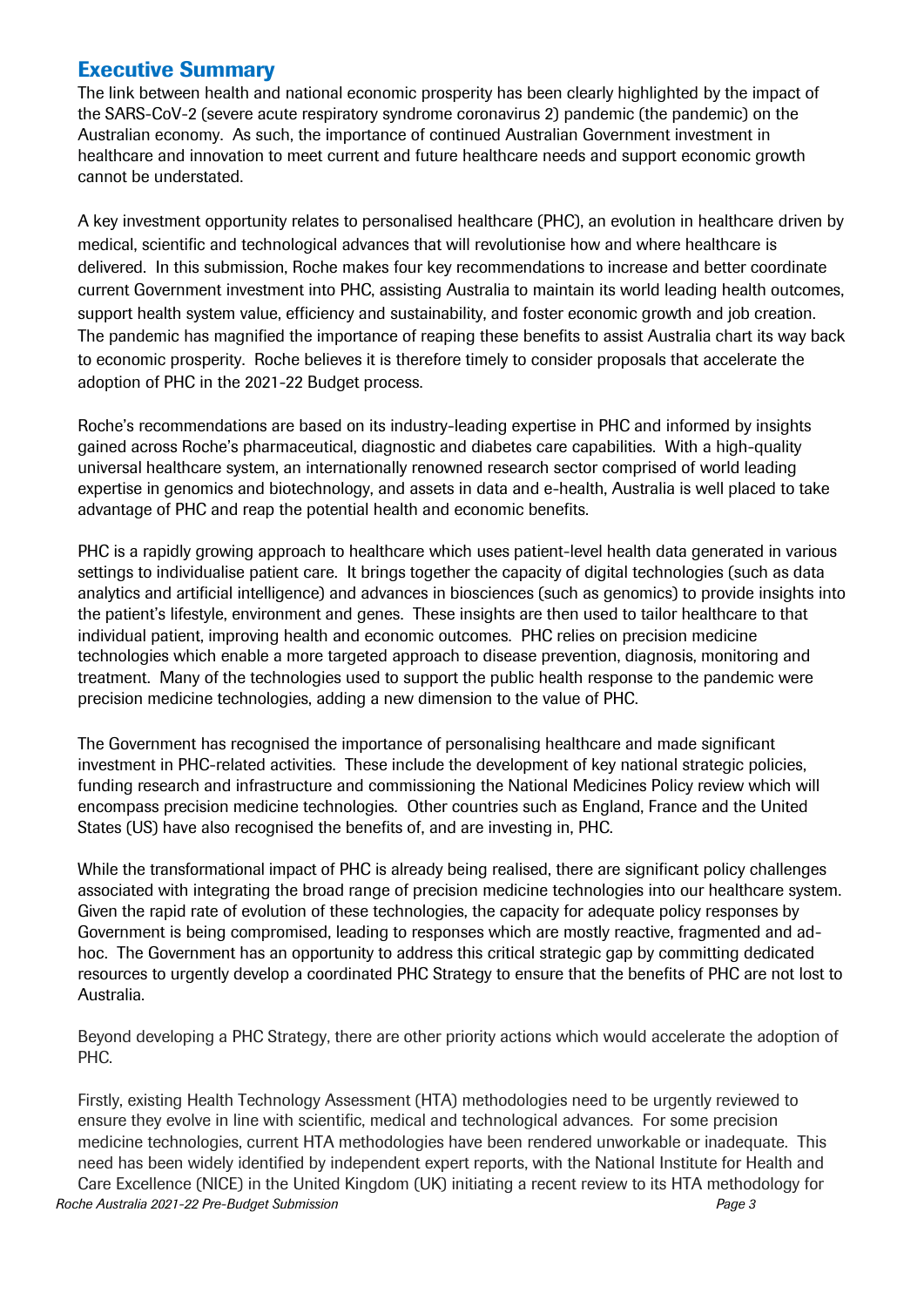## Executive Summary

The link between health and national economic prosperity has been clearly highlighted by the impact of the SARS-CoV-2 (severe acute respiratory syndrome coronavirus 2) pandemic (the pandemic) on the Australian economy. As such, the importance of continued Australian Government investment in healthcare and innovation to meet current and future healthcare needs and support economic growth cannot be understated.

A key investment opportunity relates to personalised healthcare (PHC), an evolution in healthcare driven by medical, scientific and technological advances that will revolutionise how and where healthcare is delivered. In this submission, Roche makes four key recommendations to increase and better coordinate current Government investment into PHC, assisting Australia to maintain its world leading health outcomes, support health system value, efficiency and sustainability, and foster economic growth and job creation. The pandemic has magnified the importance of reaping these benefits to assist Australia chart its way back to economic prosperity. Roche believes it is therefore timely to consider proposals that accelerate the adoption of PHC in the 2021-22 Budget process.

Roche's recommendations are based on its industry-leading expertise in PHC and informed by insights gained across Roche's pharmaceutical, diagnostic and diabetes care capabilities. With a high-quality universal healthcare system, an internationally renowned research sector comprised of world leading expertise in genomics and biotechnology, and assets in data and e-health, Australia is well placed to take advantage of PHC and reap the potential health and economic benefits.

PHC is a rapidly growing approach to healthcare which uses patient-level health data generated in various settings to individualise patient care. It brings together the capacity of digital technologies (such as data analytics and artificial intelligence) and advances in biosciences (such as genomics) to provide insights into the patient's lifestyle, environment and genes. These insights are then used to tailor healthcare to that individual patient, improving health and economic outcomes. PHC relies on precision medicine technologies which enable a more targeted approach to disease prevention, diagnosis, monitoring and treatment. Many of the technologies used to support the public health response to the pandemic were precision medicine technologies, adding a new dimension to the value of PHC.

The Government has recognised the importance of personalising healthcare and made significant investment in PHC-related activities. These include the development of key national strategic policies, funding research and infrastructure and commissioning the National Medicines Policy review which will encompass precision medicine technologies. Other countries such as England, France and the United States (US) have also recognised the benefits of, and are investing in, PHC.

While the transformational impact of PHC is already being realised, there are significant policy challenges associated with integrating the broad range of precision medicine technologies into our healthcare system. Given the rapid rate of evolution of these technologies, the capacity for adequate policy responses by Government is being compromised, leading to responses which are mostly reactive, fragmented and ad-hoc. The Government has an opportunity to address this critical strategic gap by committing dedicated resources to urgently develop a coordinated PHC Strategy to ensure that the benefits of PHC are not lost to Australia.

Beyond developing a PHC Strategy, there are other priority actions which would accelerate the adoption of PHC.

Firstly, existing Health Technology Assessment (HTA) methodologies need to be urgently reviewed to ensure they evolve in line with scientific, medical and technological advances. For some precision medicine technologies, current HTA methodologies have been rendered unworkable or inadequate. This need has been widely identified by independent expert reports, with the National Institute for Health and Care Excellence (NICE) in the United Kingdom (UK) initiating a recent review to its HTA methodology for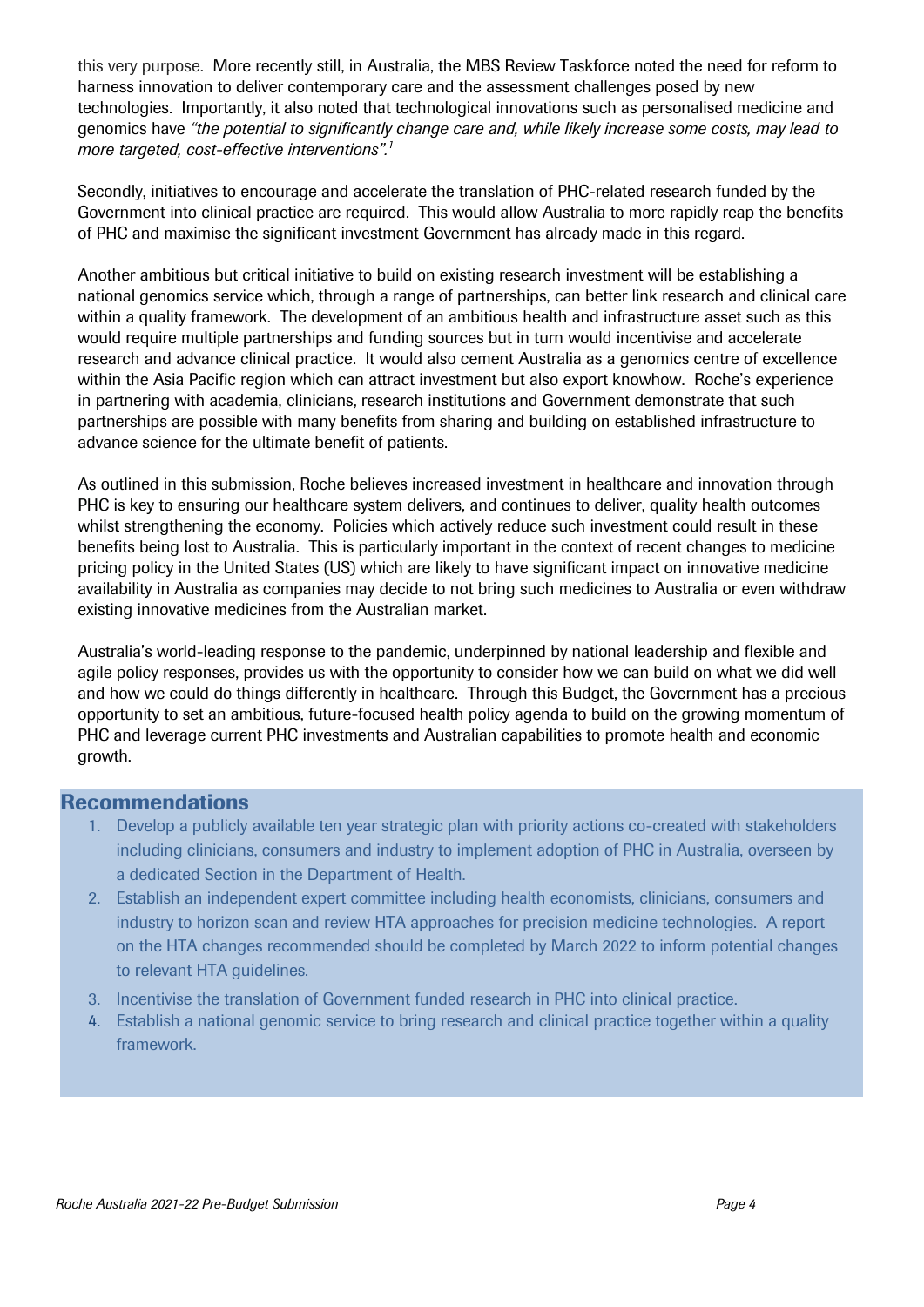this very purpose. More recently still, in Australia, the MBS Review Taskforce noted the need for reform to harness innovation to deliver contemporary care and the assessment challenges posed by new technologies. Importantly, it also noted that technological innovations such as personalised medicine and genomics have *"the potential to significantly change care and, while likely increase some costs, may lead to more targeted, cost-effective interventions".*[1]

Secondly, initiatives to encourage and accelerate the translation of PHC-related research funded by the Government into clinical practice are required. This would allow Australia to more rapidly reap the benefits of PHC and maximise the significant investment Government has already made in this regard.

Another ambitious but critical initiative to build on existing research investment will be establishing a national genomics service which, through a range of partnerships, can better link research and clinical care within a quality framework. The development of an ambitious health and infrastructure asset such as this would require multiple partnerships and funding sources but in turn would incentivise and accelerate research and advance clinical practice. It would also cement Australia as a genomics centre of excellence within the Asia Pacific region which can attract investment but also export knowhow. Roche's experience in partnering with academia, clinicians, research institutions and Government demonstrate that such partnerships are possible with many benefits from sharing and building on established infrastructure to advance science for the ultimate benefit of patients.

As outlined in this submission, Roche believes increased investment in healthcare and innovation through PHC is key to ensuring our healthcare system delivers, and continues to deliver, quality health outcomes whilst strengthening the economy. Policies which actively reduce such investment could result in these benefits being lost to Australia. This is particularly important in the context of recent changes to medicine pricing policy in the United States (US) which are likely to have significant impact on innovative medicine availability in Australia as companies may decide to not bring such medicines to Australia or even withdraw existing innovative medicines from the Australian market.

Australia's world-leading response to the pandemic, underpinned by national leadership and flexible and agile policy responses, provides us with the opportunity to consider how we can build on what we did well and how we could do things differently in healthcare. Through this Budget, the Government has a precious opportunity to set an ambitious, future-focused health policy agenda to build on the growing momentum of PHC and leverage current PHC investments and Australian capabilities to promote health and economic growth.

## Recommendations

1. Develop a publicly available ten year strategic plan with priority actions co-created with stakeholders including clinicians, consumers and industry to implement adoption of PHC in Australia, overseen by a dedicated Section in the Department of Health.
2. Establish an independent expert committee including health economists, clinicians, consumers and industry to horizon scan and review HTA approaches for precision medicine technologies. A report on the HTA changes recommended should be completed by March 2022 to inform potential changes to relevant HTA guidelines.
3. Incentivise the translation of Government funded research in PHC into clinical practice.
4. Establish a national genomic service to bring research and clinical practice together within a quality framework.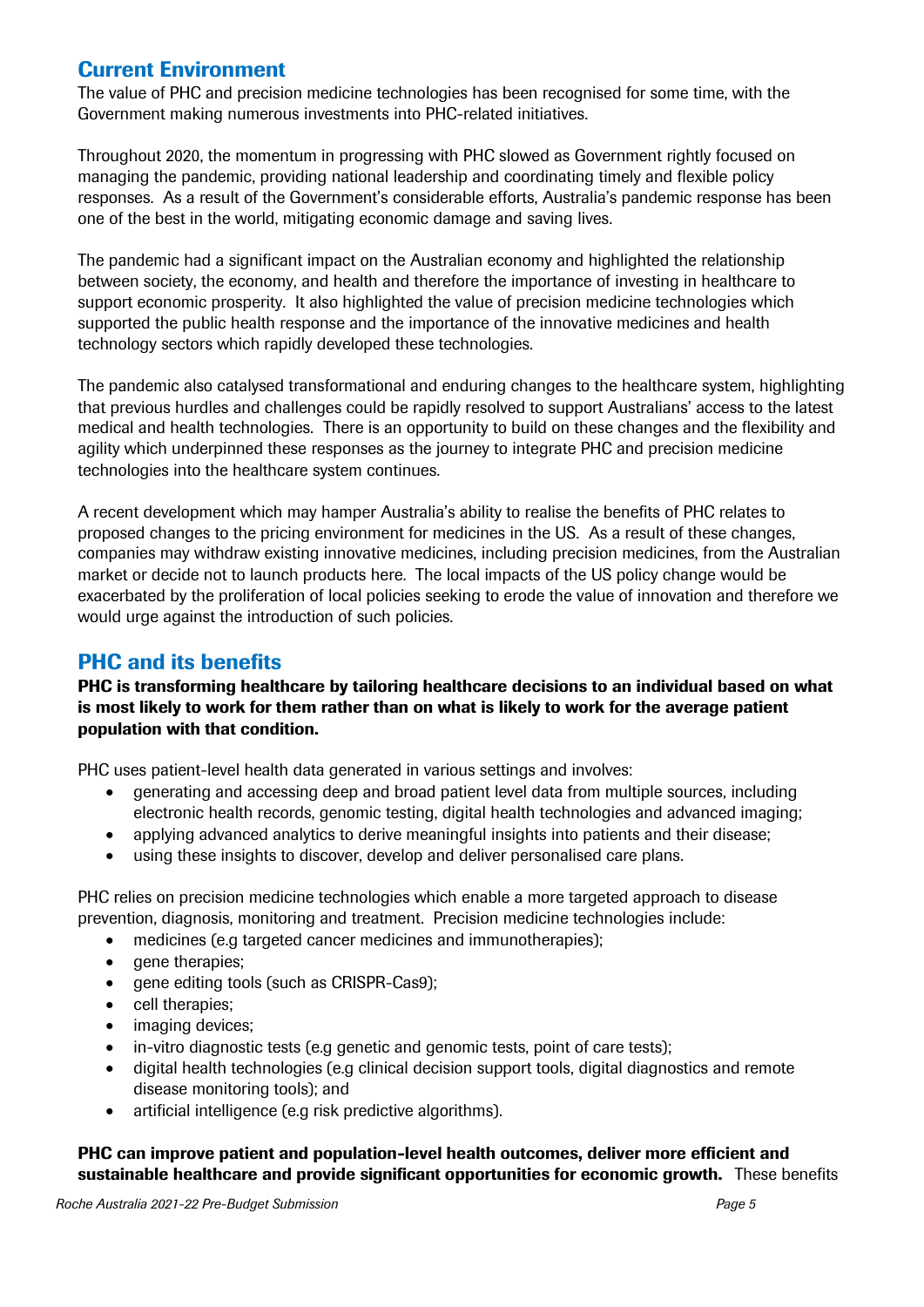## Current Environment

The value of PHC and precision medicine technologies has been recognised for some time, with the Government making numerous investments into PHC-related initiatives.

Throughout 2020, the momentum in progressing with PHC slowed as Government rightly focused on managing the pandemic, providing national leadership and coordinating timely and flexible policy responses. As a result of the Government's considerable efforts, Australia's pandemic response has been one of the best in the world, mitigating economic damage and saving lives.

The pandemic had a significant impact on the Australian economy and highlighted the relationship between society, the economy, and health and therefore the importance of investing in healthcare to support economic prosperity. It also highlighted the value of precision medicine technologies which supported the public health response and the importance of the innovative medicines and health technology sectors which rapidly developed these technologies.

The pandemic also catalysed transformational and enduring changes to the healthcare system, highlighting that previous hurdles and challenges could be rapidly resolved to support Australians' access to the latest medical and health technologies. There is an opportunity to build on these changes and the flexibility and agility which underpinned these responses as the journey to integrate PHC and precision medicine technologies into the healthcare system continues.

A recent development which may hamper Australia's ability to realise the benefits of PHC relates to proposed changes to the pricing environment for medicines in the US. As a result of these changes, companies may withdraw existing innovative medicines, including precision medicines, from the Australian market or decide not to launch products here. The local impacts of the US policy change would be exacerbated by the proliferation of local policies seeking to erode the value of innovation and therefore we would urge against the introduction of such policies.

## PHC and its benefits

**PHC is transforming healthcare by tailoring healthcare decisions to an individual based on what is most likely to work for them rather than on what is likely to work for the average patient population with that condition.**

PHC uses patient-level health data generated in various settings and involves:

- generating and accessing deep and broad patient level data from multiple sources, including electronic health records, genomic testing, digital health technologies and advanced imaging;
- applying advanced analytics to derive meaningful insights into patients and their disease;
- using these insights to discover, develop and deliver personalised care plans.

PHC relies on precision medicine technologies which enable a more targeted approach to disease prevention, diagnosis, monitoring and treatment. Precision medicine technologies include:

- medicines (e.g targeted cancer medicines and immunotherapies);
- gene therapies;
- gene editing tools (such as CRISPR-Cas9);
- cell therapies;
- imaging devices;
- in-vitro diagnostic tests (e.g genetic and genomic tests, point of care tests);
- digital health technologies (e.g clinical decision support tools, digital diagnostics and remote disease monitoring tools); and
- artificial intelligence (e.g risk predictive algorithms).

**PHC can improve patient and population-level health outcomes, deliver more efficient and sustainable healthcare and provide significant opportunities for economic growth.** These benefits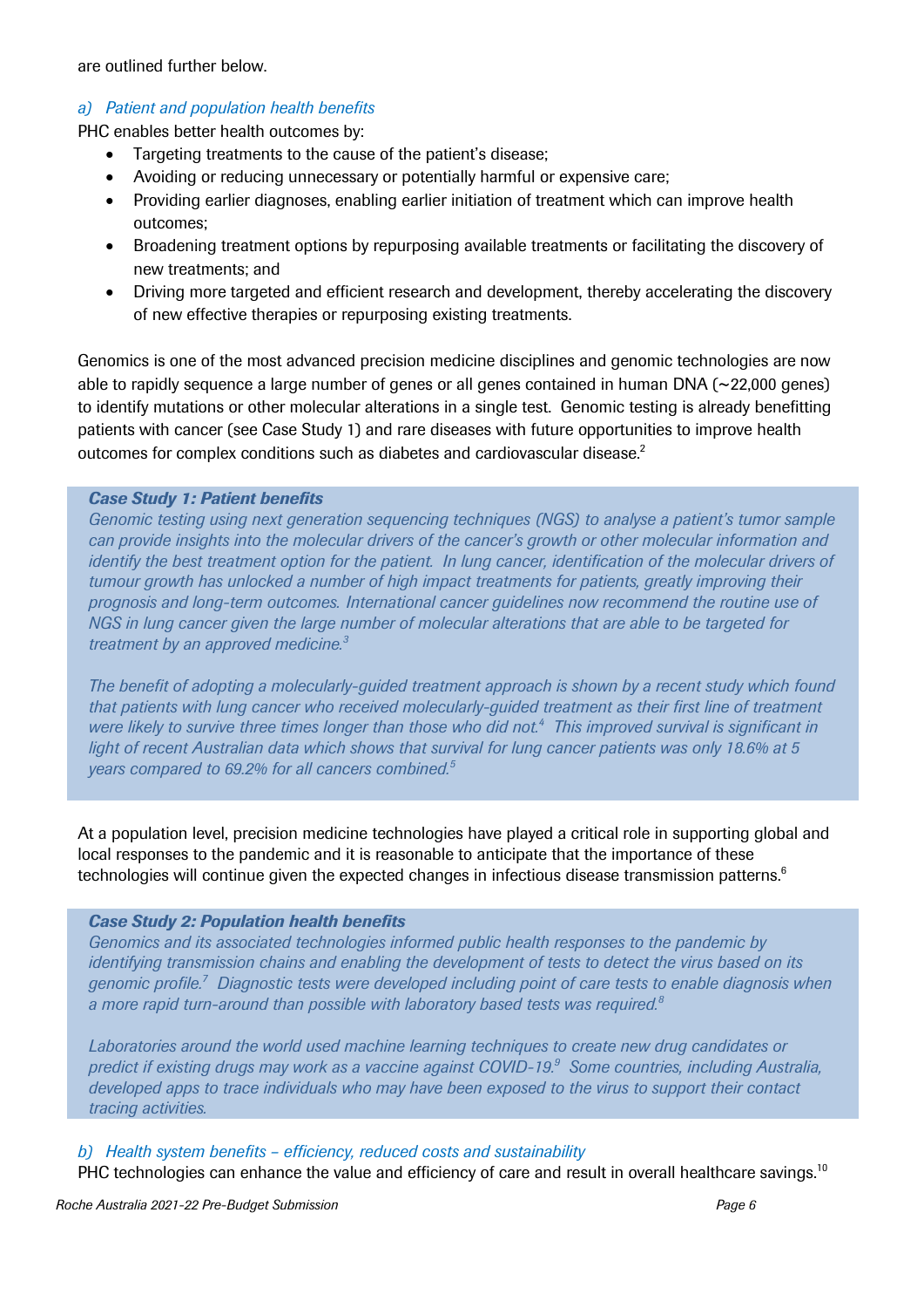are outlined further below.

### *a) Patient and population health benefits*

PHC enables better health outcomes by:

- Targeting treatments to the cause of the patient's disease;
- Avoiding or reducing unnecessary or potentially harmful or expensive care;
- Providing earlier diagnoses, enabling earlier initiation of treatment which can improve health outcomes;
- Broadening treatment options by repurposing available treatments or facilitating the discovery of new treatments; and
- Driving more targeted and efficient research and development, thereby accelerating the discovery of new effective therapies or repurposing existing treatments.

Genomics is one of the most advanced precision medicine disciplines and genomic technologies are now able to rapidly sequence a large number of genes or all genes contained in human DNA (~22,000 genes) to identify mutations or other molecular alterations in a single test. Genomic testing is already benefitting patients with cancer (see Case Study 1) and rare diseases with future opportunities to improve health outcomes for complex conditions such as diabetes and cardiovascular disease.[2]

> ***Case Study 1: Patient benefits***
>
> *Genomic testing using next generation sequencing techniques (NGS) to analyse a patient's tumor sample can provide insights into the molecular drivers of the cancer's growth or other molecular information and identify the best treatment option for the patient. In lung cancer, identification of the molecular drivers of tumour growth has unlocked a number of high impact treatments for patients, greatly improving their prognosis and long-term outcomes. International cancer guidelines now recommend the routine use of NGS in lung cancer given the large number of molecular alterations that are able to be targeted for treatment by an approved medicine.*[3]
>
> *The benefit of adopting a molecularly-guided treatment approach is shown by a recent study which found that patients with lung cancer who received molecularly-guided treatment as their first line of treatment were likely to survive three times longer than those who did not.*[4] *This improved survival is significant in light of recent Australian data which shows that survival for lung cancer patients was only 18.6% at 5 years compared to 69.2% for all cancers combined.*[5]

At a population level, precision medicine technologies have played a critical role in supporting global and local responses to the pandemic and it is reasonable to anticipate that the importance of these technologies will continue given the expected changes in infectious disease transmission patterns.[6]

> ***Case Study 2: Population health benefits***
>
> *Genomics and its associated technologies informed public health responses to the pandemic by identifying transmission chains and enabling the development of tests to detect the virus based on its genomic profile.*[7] *Diagnostic tests were developed including point of care tests to enable diagnosis when a more rapid turn-around than possible with laboratory based tests was required.*[8]
>
> *Laboratories around the world used machine learning techniques to create new drug candidates or predict if existing drugs may work as a vaccine against COVID-19.*[9] *Some countries, including Australia, developed apps to trace individuals who may have been exposed to the virus to support their contact tracing activities.*

### *b) Health system benefits – efficiency, reduced costs and sustainability*

PHC technologies can enhance the value and efficiency of care and result in overall healthcare savings.[10]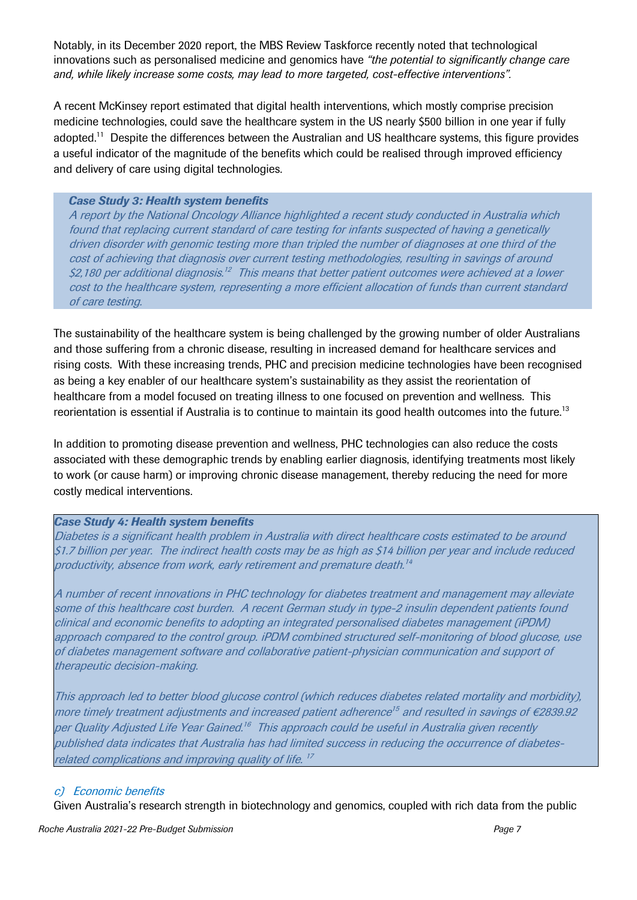Notably, in its December 2020 report, the MBS Review Taskforce recently noted that technological innovations such as personalised medicine and genomics have *"the potential to significantly change care and, while likely increase some costs, may lead to more targeted, cost-effective interventions".*

A recent McKinsey report estimated that digital health interventions, which mostly comprise precision medicine technologies, could save the healthcare system in the US nearly $500 billion in one year if fully adopted.[11] Despite the differences between the Australian and US healthcare systems, this figure provides a useful indicator of the magnitude of the benefits which could be realised through improved efficiency and delivery of care using digital technologies.

> ***Case Study 3: Health system benefits***
> *A report by the National Oncology Alliance highlighted a recent study conducted in Australia which found that replacing current standard of care testing for infants suspected of having a genetically driven disorder with genomic testing more than tripled the number of diagnoses at one third of the cost of achieving that diagnosis over current testing methodologies, resulting in savings of around $2,180 per additional diagnosis.[12] This means that better patient outcomes were achieved at a lower cost to the healthcare system, representing a more efficient allocation of funds than current standard of care testing.*

The sustainability of the healthcare system is being challenged by the growing number of older Australians and those suffering from a chronic disease, resulting in increased demand for healthcare services and rising costs. With these increasing trends, PHC and precision medicine technologies have been recognised as being a key enabler of our healthcare system's sustainability as they assist the reorientation of healthcare from a model focused on treating illness to one focused on prevention and wellness. This reorientation is essential if Australia is to continue to maintain its good health outcomes into the future.[13]

In addition to promoting disease prevention and wellness, PHC technologies can also reduce the costs associated with these demographic trends by enabling earlier diagnosis, identifying treatments most likely to work (or cause harm) or improving chronic disease management, thereby reducing the need for more costly medical interventions.

> ***Case Study 4: Health system benefits***
> *Diabetes is a significant health problem in Australia with direct healthcare costs estimated to be around $1.7 billion per year. The indirect health costs may be as high as $14 billion per year and include reduced productivity, absence from work, early retirement and premature death.[14]*
>
> *A number of recent innovations in PHC technology for diabetes treatment and management may alleviate some of this healthcare cost burden. A recent German study in type-2 insulin dependent patients found clinical and economic benefits to adopting an integrated personalised diabetes management (iPDM) approach compared to the control group. iPDM combined structured self-monitoring of blood glucose, use of diabetes management software and collaborative patient-physician communication and support of therapeutic decision-making.*
>
> *This approach led to better blood glucose control (which reduces diabetes related mortality and morbidity), more timely treatment adjustments and increased patient adherence[15] and resulted in savings of €2839.92 per Quality Adjusted Life Year Gained.[16] This approach could be useful in Australia given recently published data indicates that Australia has had limited success in reducing the occurrence of diabetes-related complications and improving quality of life.[17]*

### *c) Economic benefits*

Given Australia's research strength in biotechnology and genomics, coupled with rich data from the public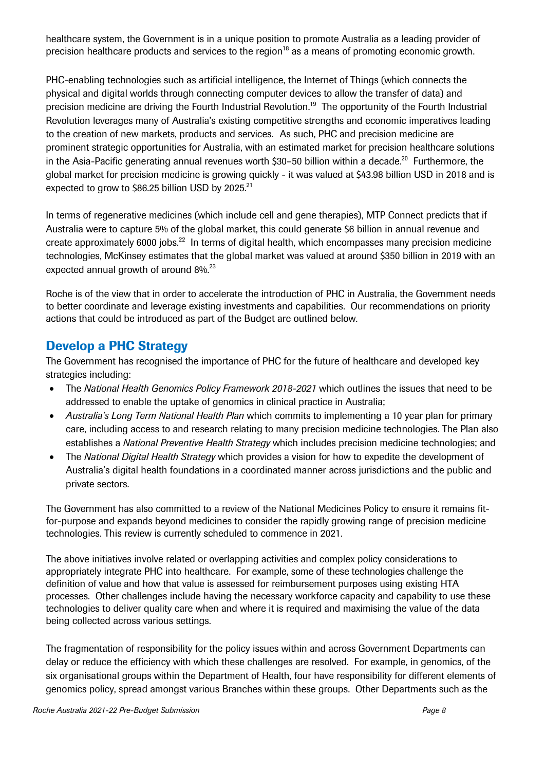healthcare system, the Government is in a unique position to promote Australia as a leading provider of precision healthcare products and services to the region[18] as a means of promoting economic growth.

PHC-enabling technologies such as artificial intelligence, the Internet of Things (which connects the physical and digital worlds through connecting computer devices to allow the transfer of data) and precision medicine are driving the Fourth Industrial Revolution.[19] The opportunity of the Fourth Industrial Revolution leverages many of Australia's existing competitive strengths and economic imperatives leading to the creation of new markets, products and services. As such, PHC and precision medicine are prominent strategic opportunities for Australia, with an estimated market for precision healthcare solutions in the Asia-Pacific generating annual revenues worth $30–50 billion within a decade.[20] Furthermore, the global market for precision medicine is growing quickly - it was valued at $43.98 billion USD in 2018 and is expected to grow to $86.25 billion USD by 2025.[21]

In terms of regenerative medicines (which include cell and gene therapies), MTP Connect predicts that if Australia were to capture 5% of the global market, this could generate $6 billion in annual revenue and create approximately 6000 jobs.[22] In terms of digital health, which encompasses many precision medicine technologies, McKinsey estimates that the global market was valued at around $350 billion in 2019 with an expected annual growth of around 8%.[23]

Roche is of the view that in order to accelerate the introduction of PHC in Australia, the Government needs to better coordinate and leverage existing investments and capabilities. Our recommendations on priority actions that could be introduced as part of the Budget are outlined below.

## Develop a PHC Strategy

The Government has recognised the importance of PHC for the future of healthcare and developed key strategies including:

- The *National Health Genomics Policy Framework 2018-2021* which outlines the issues that need to be addressed to enable the uptake of genomics in clinical practice in Australia;
- *Australia's Long Term National Health Plan* which commits to implementing a 10 year plan for primary care, including access to and research relating to many precision medicine technologies. The Plan also establishes a *National Preventive Health Strategy* which includes precision medicine technologies; and
- The *National Digital Health Strategy* which provides a vision for how to expedite the development of Australia's digital health foundations in a coordinated manner across jurisdictions and the public and private sectors.

The Government has also committed to a review of the National Medicines Policy to ensure it remains fit-for-purpose and expands beyond medicines to consider the rapidly growing range of precision medicine technologies. This review is currently scheduled to commence in 2021.

The above initiatives involve related or overlapping activities and complex policy considerations to appropriately integrate PHC into healthcare. For example, some of these technologies challenge the definition of value and how that value is assessed for reimbursement purposes using existing HTA processes. Other challenges include having the necessary workforce capacity and capability to use these technologies to deliver quality care when and where it is required and maximising the value of the data being collected across various settings.

The fragmentation of responsibility for the policy issues within and across Government Departments can delay or reduce the efficiency with which these challenges are resolved. For example, in genomics, of the six organisational groups within the Department of Health, four have responsibility for different elements of genomics policy, spread amongst various Branches within these groups. Other Departments such as the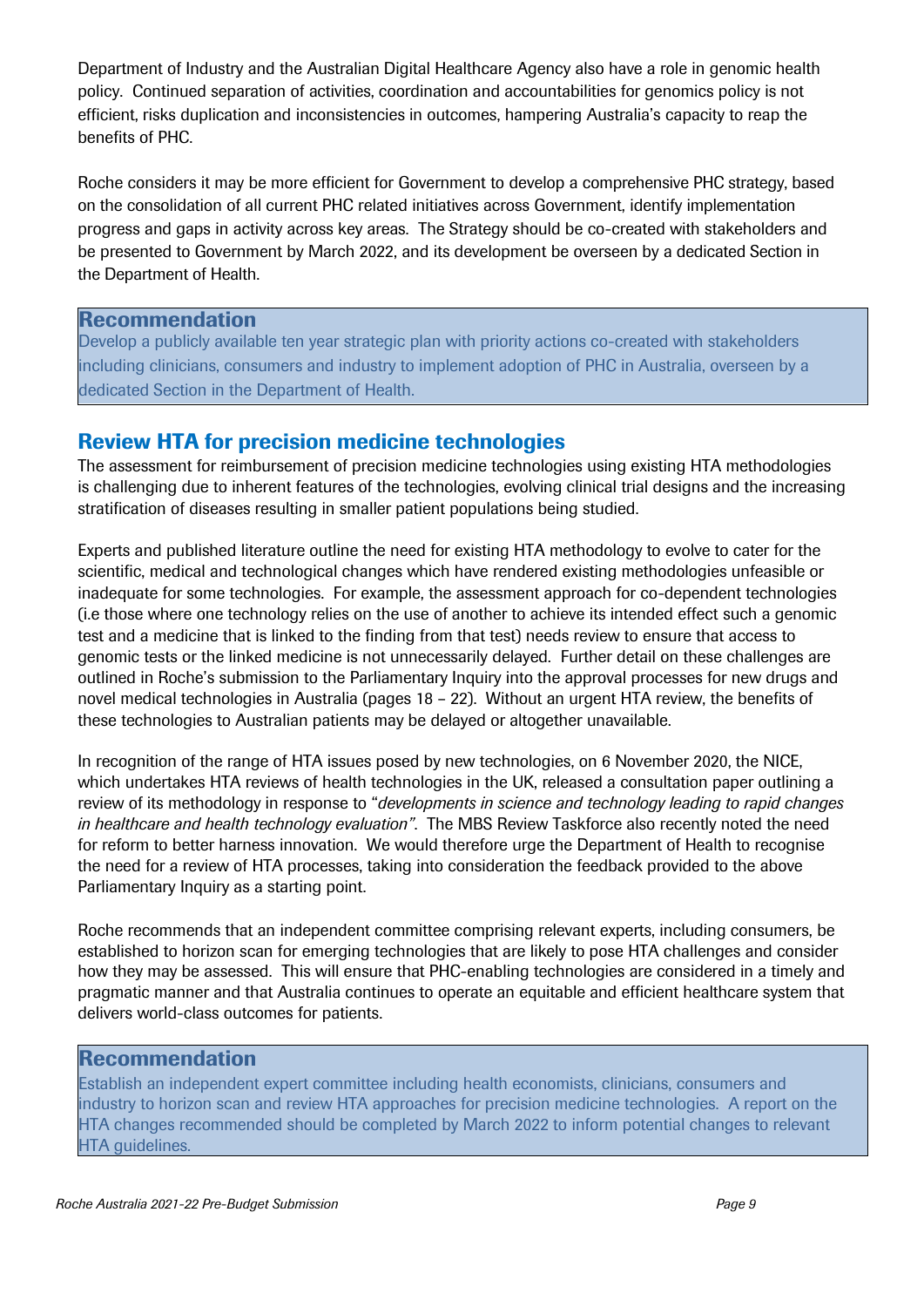Department of Industry and the Australian Digital Healthcare Agency also have a role in genomic health policy. Continued separation of activities, coordination and accountabilities for genomics policy is not efficient, risks duplication and inconsistencies in outcomes, hampering Australia's capacity to reap the benefits of PHC.

Roche considers it may be more efficient for Government to develop a comprehensive PHC strategy, based on the consolidation of all current PHC related initiatives across Government, identify implementation progress and gaps in activity across key areas. The Strategy should be co-created with stakeholders and be presented to Government by March 2022, and its development be overseen by a dedicated Section in the Department of Health.

### Recommendation

Develop a publicly available ten year strategic plan with priority actions co-created with stakeholders including clinicians, consumers and industry to implement adoption of PHC in Australia, overseen by a dedicated Section in the Department of Health.

## Review HTA for precision medicine technologies

The assessment for reimbursement of precision medicine technologies using existing HTA methodologies is challenging due to inherent features of the technologies, evolving clinical trial designs and the increasing stratification of diseases resulting in smaller patient populations being studied.

Experts and published literature outline the need for existing HTA methodology to evolve to cater for the scientific, medical and technological changes which have rendered existing methodologies unfeasible or inadequate for some technologies. For example, the assessment approach for co-dependent technologies (i.e those where one technology relies on the use of another to achieve its intended effect such a genomic test and a medicine that is linked to the finding from that test) needs review to ensure that access to genomic tests or the linked medicine is not unnecessarily delayed. Further detail on these challenges are outlined in Roche's submission to the Parliamentary Inquiry into the approval processes for new drugs and novel medical technologies in Australia (pages 18 – 22). Without an urgent HTA review, the benefits of these technologies to Australian patients may be delayed or altogether unavailable.

In recognition of the range of HTA issues posed by new technologies, on 6 November 2020, the NICE, which undertakes HTA reviews of health technologies in the UK, released a consultation paper outlining a review of its methodology in response to "*developments in science and technology leading to rapid changes in healthcare and health technology evaluation"*. The MBS Review Taskforce also recently noted the need for reform to better harness innovation. We would therefore urge the Department of Health to recognise the need for a review of HTA processes, taking into consideration the feedback provided to the above Parliamentary Inquiry as a starting point.

Roche recommends that an independent committee comprising relevant experts, including consumers, be established to horizon scan for emerging technologies that are likely to pose HTA challenges and consider how they may be assessed. This will ensure that PHC-enabling technologies are considered in a timely and pragmatic manner and that Australia continues to operate an equitable and efficient healthcare system that delivers world-class outcomes for patients.

### Recommendation

Establish an independent expert committee including health economists, clinicians, consumers and industry to horizon scan and review HTA approaches for precision medicine technologies. A report on the HTA changes recommended should be completed by March 2022 to inform potential changes to relevant HTA guidelines.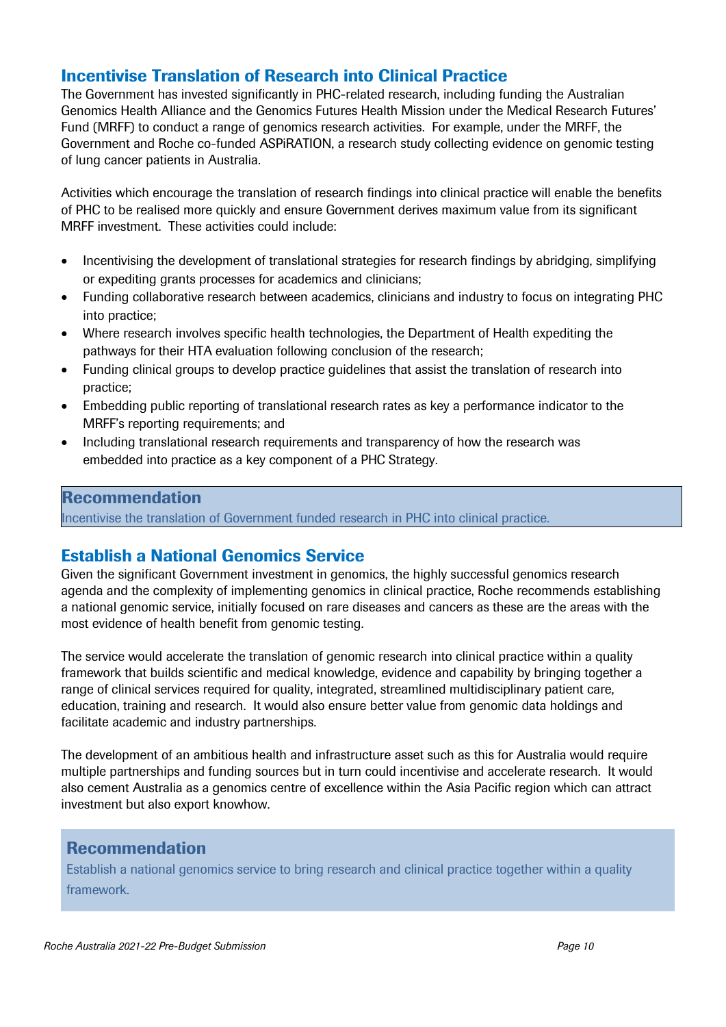## Incentivise Translation of Research into Clinical Practice

The Government has invested significantly in PHC-related research, including funding the Australian Genomics Health Alliance and the Genomics Futures Health Mission under the Medical Research Futures' Fund (MRFF) to conduct a range of genomics research activities. For example, under the MRFF, the Government and Roche co-funded ASPiRATION, a research study collecting evidence on genomic testing of lung cancer patients in Australia.

Activities which encourage the translation of research findings into clinical practice will enable the benefits of PHC to be realised more quickly and ensure Government derives maximum value from its significant MRFF investment. These activities could include:

- Incentivising the development of translational strategies for research findings by abridging, simplifying or expediting grants processes for academics and clinicians;
- Funding collaborative research between academics, clinicians and industry to focus on integrating PHC into practice;
- Where research involves specific health technologies, the Department of Health expediting the pathways for their HTA evaluation following conclusion of the research;
- Funding clinical groups to develop practice guidelines that assist the translation of research into practice;
- Embedding public reporting of translational research rates as key a performance indicator to the MRFF's reporting requirements; and
- Including translational research requirements and transparency of how the research was embedded into practice as a key component of a PHC Strategy.

### Recommendation

Incentivise the translation of Government funded research in PHC into clinical practice.

## Establish a National Genomics Service

Given the significant Government investment in genomics, the highly successful genomics research agenda and the complexity of implementing genomics in clinical practice, Roche recommends establishing a national genomic service, initially focused on rare diseases and cancers as these are the areas with the most evidence of health benefit from genomic testing.

The service would accelerate the translation of genomic research into clinical practice within a quality framework that builds scientific and medical knowledge, evidence and capability by bringing together a range of clinical services required for quality, integrated, streamlined multidisciplinary patient care, education, training and research. It would also ensure better value from genomic data holdings and facilitate academic and industry partnerships.

The development of an ambitious health and infrastructure asset such as this for Australia would require multiple partnerships and funding sources but in turn could incentivise and accelerate research. It would also cement Australia as a genomics centre of excellence within the Asia Pacific region which can attract investment but also export knowhow.

### Recommendation

Establish a national genomics service to bring research and clinical practice together within a quality framework.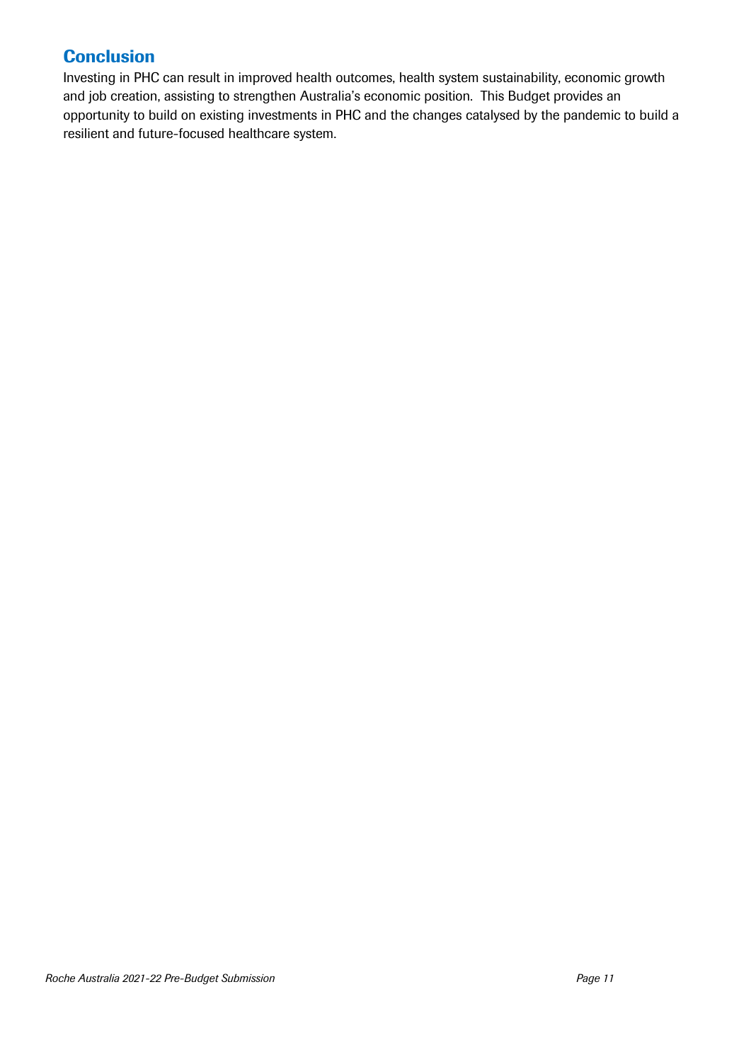## Conclusion

Investing in PHC can result in improved health outcomes, health system sustainability, economic growth and job creation, assisting to strengthen Australia's economic position. This Budget provides an opportunity to build on existing investments in PHC and the changes catalysed by the pandemic to build a resilient and future-focused healthcare system.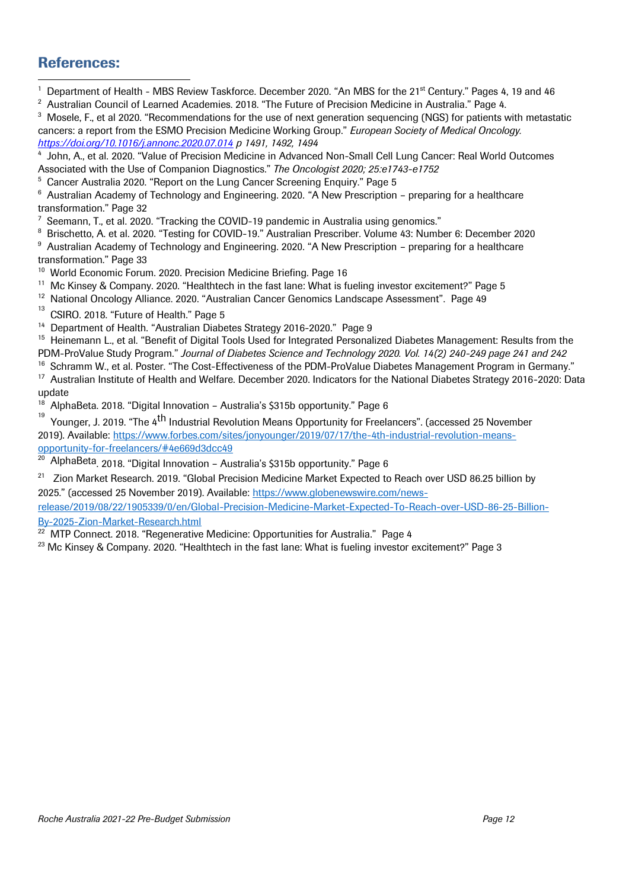## References:

[1] Department of Health - MBS Review Taskforce. December 2020. "An MBS for the 21st Century." Pages 4, 19 and 46

[2] Australian Council of Learned Academies. 2018. "The Future of Precision Medicine in Australia." Page 4.

[3] Mosele, F., et al 2020. "Recommendations for the use of next generation sequencing (NGS) for patients with metastatic cancers: a report from the ESMO Precision Medicine Working Group." *European Society of Medical Oncology. https://doi.org/10.1016/j.annonc.2020.07.014 p 1491, 1492, 1494*

[4] John, A., et al. 2020. "Value of Precision Medicine in Advanced Non-Small Cell Lung Cancer: Real World Outcomes Associated with the Use of Companion Diagnostics." *The Oncologist 2020; 25:e1743-e1752*

[5] Cancer Australia 2020. "Report on the Lung Cancer Screening Enquiry." Page 5

[6] Australian Academy of Technology and Engineering. 2020. "A New Prescription – preparing for a healthcare transformation." Page 32

[7] Seemann, T., et al. 2020. "Tracking the COVID-19 pandemic in Australia using genomics."

[8] Brischetto, A. et al. 2020. "Testing for COVID-19." Australian Prescriber. Volume 43: Number 6: December 2020

[9] Australian Academy of Technology and Engineering. 2020. "A New Prescription – preparing for a healthcare transformation." Page 33

[10] World Economic Forum. 2020. Precision Medicine Briefing. Page 16

[11] Mc Kinsey & Company. 2020. "Healthtech in the fast lane: What is fueling investor excitement?" Page 5

[12] National Oncology Alliance. 2020. "Australian Cancer Genomics Landscape Assessment". Page 49

[13] CSIRO. 2018. "Future of Health." Page 5

[14] Department of Health. "Australian Diabetes Strategy 2016-2020." Page 9

[15] Heinemann L., et al. "Benefit of Digital Tools Used for Integrated Personalized Diabetes Management: Results from the PDM-ProValue Study Program." *Journal of Diabetes Science and Technology 2020. Vol. 14(2) 240-249 page 241 and 242*

[16] Schramm W., et al. Poster. "The Cost-Effectiveness of the PDM-ProValue Diabetes Management Program in Germany."

[17] Australian Institute of Health and Welfare. December 2020. Indicators for the National Diabetes Strategy 2016-2020: Data update

[18] AlphaBeta. 2018. "Digital Innovation – Australia's $315b opportunity." Page 6

[19] Younger, J. 2019. "The 4th Industrial Revolution Means Opportunity for Freelancers". (accessed 25 November 2019). Available: https://www.forbes.com/sites/jonyounger/2019/07/17/the-4th-industrial-revolution-means-opportunity-for-freelancers/#4e669d3dcc49

[20] AlphaBeta. 2018. "Digital Innovation – Australia's $315b opportunity." Page 6

[21] Zion Market Research. 2019. "Global Precision Medicine Market Expected to Reach over USD 86.25 billion by 2025." (accessed 25 November 2019). Available: https://www.globenewswire.com/news-release/2019/08/22/1905339/0/en/Global-Precision-Medicine-Market-Expected-To-Reach-over-USD-86-25-Billion-By-2025-Zion-Market-Research.html

[22] MTP Connect. 2018. "Regenerative Medicine: Opportunities for Australia." Page 4

[23] Mc Kinsey & Company. 2020. "Healthtech in the fast lane: What is fueling investor excitement?" Page 3